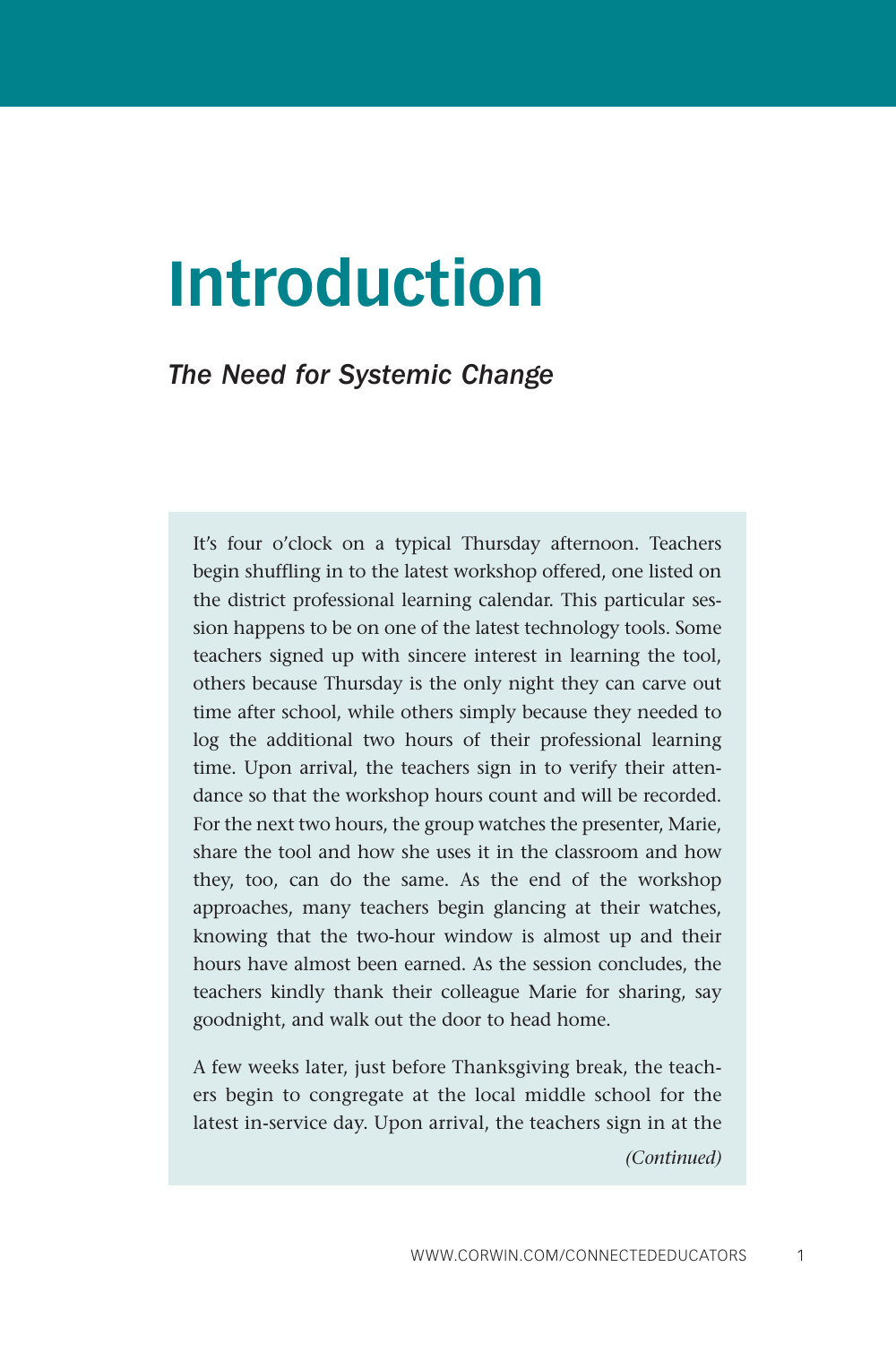# Introduction

*The Need for Systemic Change*

It's four o'clock on a typical Thursday afternoon. Teachers begin shuffling in to the latest workshop offered, one listed on the district professional learning calendar. This particular session happens to be on one of the latest technology tools. Some teachers signed up with sincere interest in learning the tool, others because Thursday is the only night they can carve out time after school, while others simply because they needed to log the additional two hours of their professional learning time. Upon arrival, the teachers sign in to verify their attendance so that the workshop hours count and will be recorded. For the next two hours, the group watches the presenter, Marie, share the tool and how she uses it in the classroom and how they, too, can do the same. As the end of the workshop approaches, many teachers begin glancing at their watches, knowing that the two-hour window is almost up and their hours have almost been earned. As the session concludes, the teachers kindly thank their colleague Marie for sharing, say goodnight, and walk out the door to head home.

A few weeks later, just before Thanksgiving break, the teachers begin to congregate at the local middle school for the latest in-service day. Upon arrival, the teachers sign in at the

*(Continued)*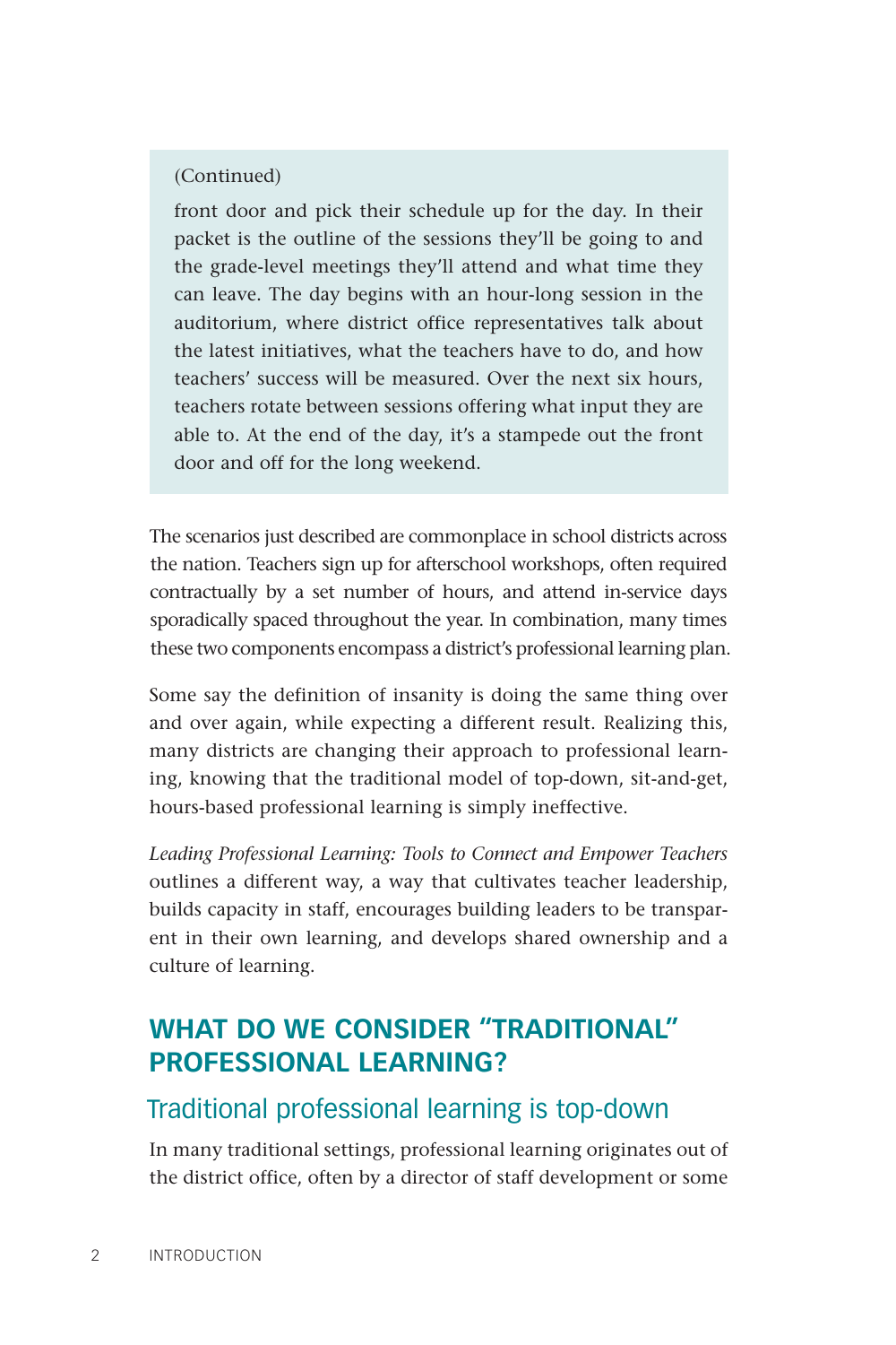(Continued)

front door and pick their schedule up for the day. In their packet is the outline of the sessions they'll be going to and the grade-level meetings they'll attend and what time they can leave. The day begins with an hour-long session in the auditorium, where district office representatives talk about the latest initiatives, what the teachers have to do, and how teachers' success will be measured. Over the next six hours, teachers rotate between sessions offering what input they are able to. At the end of the day, it's a stampede out the front door and off for the long weekend.

The scenarios just described are commonplace in school districts across the nation. Teachers sign up for afterschool workshops, often required contractually by a set number of hours, and attend in-service days sporadically spaced throughout the year. In combination, many times these two components encompass a district's professional learning plan.

Some say the definition of insanity is doing the same thing over and over again, while expecting a different result. Realizing this, many districts are changing their approach to professional learning, knowing that the traditional model of top-down, sit-and-get, hours-based professional learning is simply ineffective.

*Leading Professional Learning: Tools to Connect and Empower Teachers* outlines a different way, a way that cultivates teacher leadership, builds capacity in staff, encourages building leaders to be transparent in their own learning, and develops shared ownership and a culture of learning.

## WHAT DO WE CONSIDER "TRADITIONAL" PROFESSIONAL LEARNING?

### Traditional professional learning is top-down

In many traditional settings, professional learning originates out of the district office, often by a director of staff development or some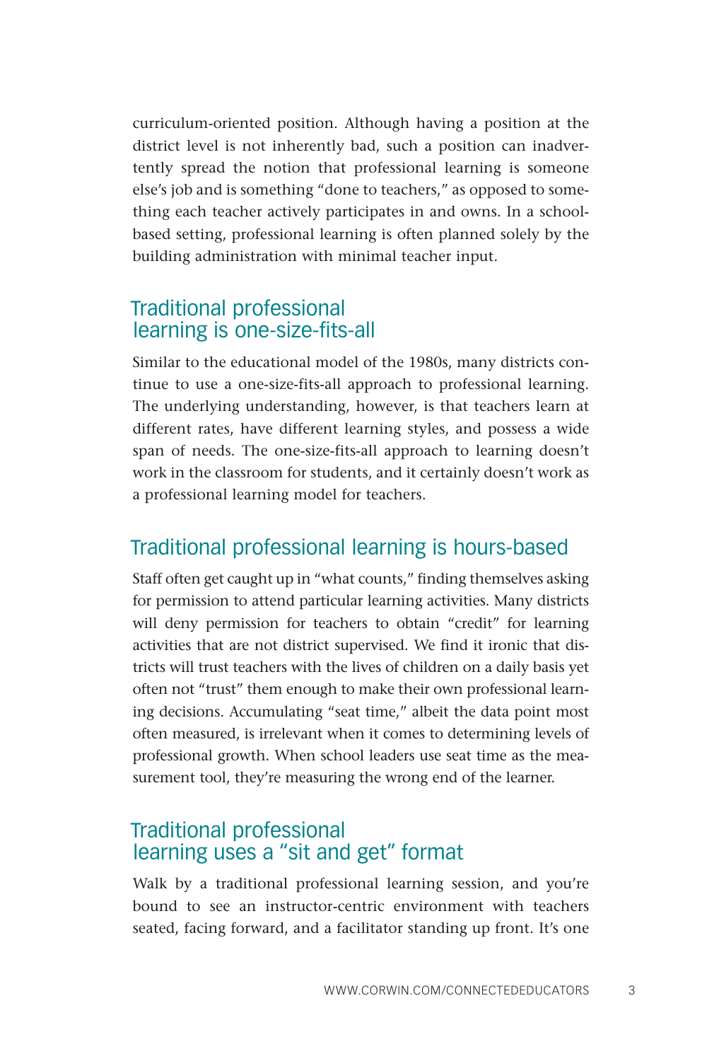curriculum-oriented position. Although having a position at the district level is not inherently bad, such a position can inadvertently spread the notion that professional learning is someone else's job and is something "done to teachers," as opposed to something each teacher actively participates in and owns. In a school-based setting, professional learning is often planned solely by the building administration with minimal teacher input.

## Traditional professional learning is one-size-fits-all

Similar to the educational model of the 1980s, many districts continue to use a one-size-fits-all approach to professional learning. The underlying understanding, however, is that teachers learn at different rates, have different learning styles, and possess a wide span of needs. The one-size-fits-all approach to learning doesn't work in the classroom for students, and it certainly doesn't work as a professional learning model for teachers.

## Traditional professional learning is hours-based

Staff often get caught up in "what counts," finding themselves asking for permission to attend particular learning activities. Many districts will deny permission for teachers to obtain "credit" for learning activities that are not district supervised. We find it ironic that districts will trust teachers with the lives of children on a daily basis yet often not "trust" them enough to make their own professional learning decisions. Accumulating "seat time," albeit the data point most often measured, is irrelevant when it comes to determining levels of professional growth. When school leaders use seat time as the measurement tool, they're measuring the wrong end of the learner.

## Traditional professional learning uses a "sit and get" format

Walk by a traditional professional learning session, and you're bound to see an instructor-centric environment with teachers seated, facing forward, and a facilitator standing up front. It's one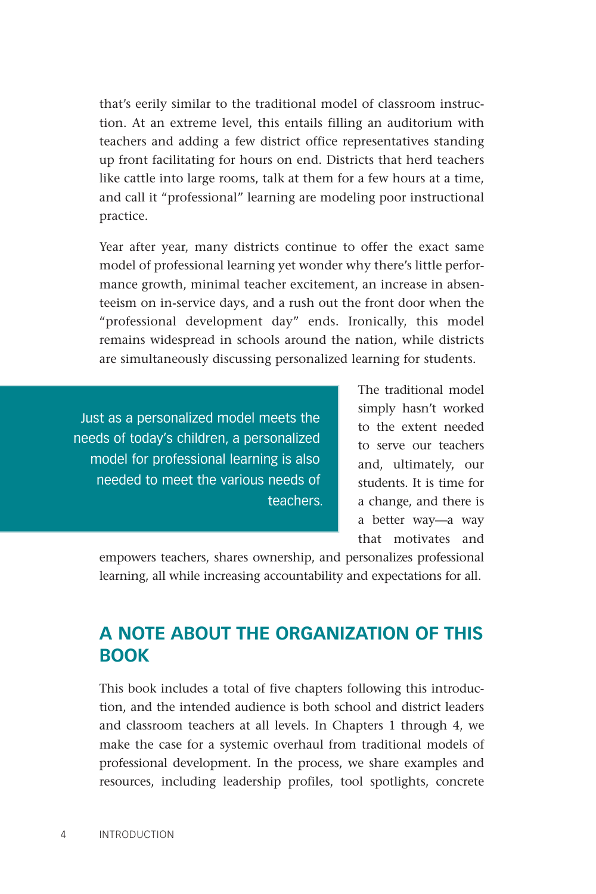that's eerily similar to the traditional model of classroom instruction. At an extreme level, this entails filling an auditorium with teachers and adding a few district office representatives standing up front facilitating for hours on end. Districts that herd teachers like cattle into large rooms, talk at them for a few hours at a time, and call it "professional" learning are modeling poor instructional practice.

Year after year, many districts continue to offer the exact same model of professional learning yet wonder why there's little performance growth, minimal teacher excitement, an increase in absenteeism on in-service days, and a rush out the front door when the "professional development day" ends. Ironically, this model remains widespread in schools around the nation, while districts are simultaneously discussing personalized learning for students.

> Just as a personalized model meets the needs of today's children, a personalized model for professional learning is also needed to meet the various needs of teachers.

The traditional model simply hasn't worked to the extent needed to serve our teachers and, ultimately, our students. It is time for a change, and there is a better way—a way that motivates and empowers teachers, shares ownership, and personalizes professional learning, all while increasing accountability and expectations for all.

## A NOTE ABOUT THE ORGANIZATION OF THIS BOOK

This book includes a total of five chapters following this introduction, and the intended audience is both school and district leaders and classroom teachers at all levels. In Chapters 1 through 4, we make the case for a systemic overhaul from traditional models of professional development. In the process, we share examples and resources, including leadership profiles, tool spotlights, concrete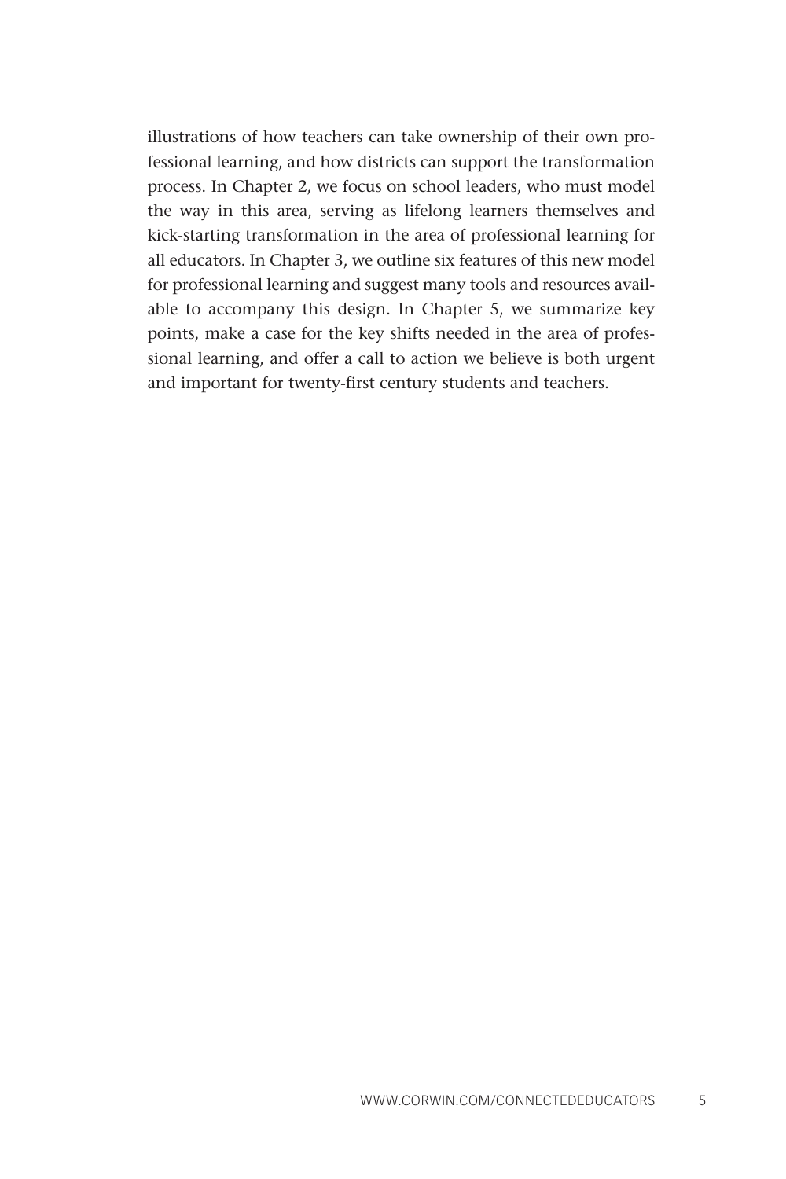illustrations of how teachers can take ownership of their own professional learning, and how districts can support the transformation process. In Chapter 2, we focus on school leaders, who must model the way in this area, serving as lifelong learners themselves and kick-starting transformation in the area of professional learning for all educators. In Chapter 3, we outline six features of this new model for professional learning and suggest many tools and resources available to accompany this design. In Chapter 5, we summarize key points, make a case for the key shifts needed in the area of professional learning, and offer a call to action we believe is both urgent and important for twenty-first century students and teachers.